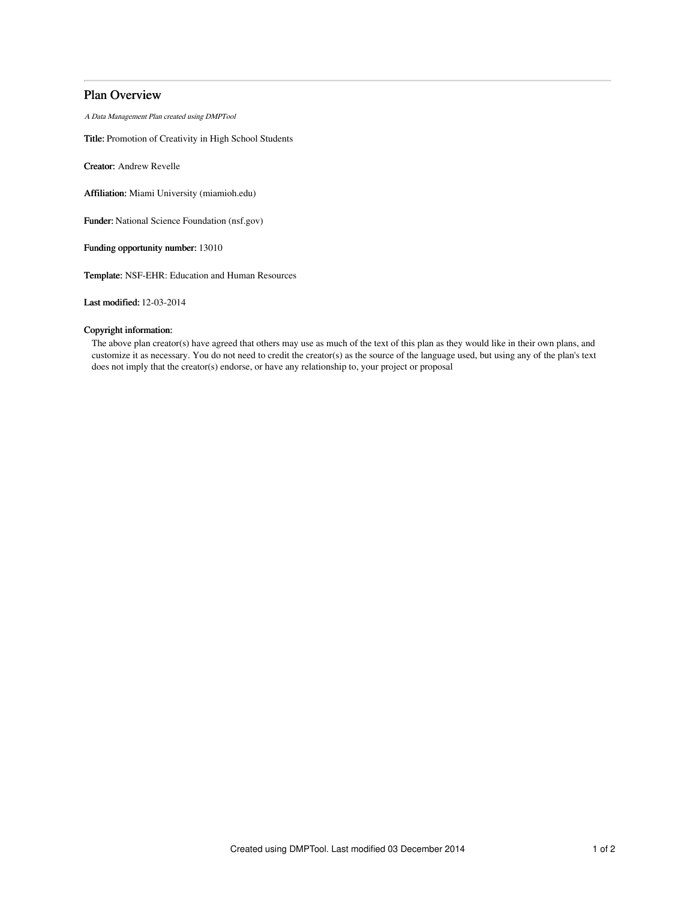# Plan Overview

*A Data Management Plan created using DMPTool*

**Title:** Promotion of Creativity in High School Students

**Creator:** Andrew Revelle

**Affiliation:** Miami University (miamioh.edu)

**Funder:** National Science Foundation (nsf.gov)

**Funding opportunity number:** 13010

**Template:** NSF-EHR: Education and Human Resources

**Last modified:** 12-03-2014

**Copyright information:**

The above plan creator(s) have agreed that others may use as much of the text of this plan as they would like in their own plans, and customize it as necessary. You do not need to credit the creator(s) as the source of the language used, but using any of the plan's text does not imply that the creator(s) endorse, or have any relationship to, your project or proposal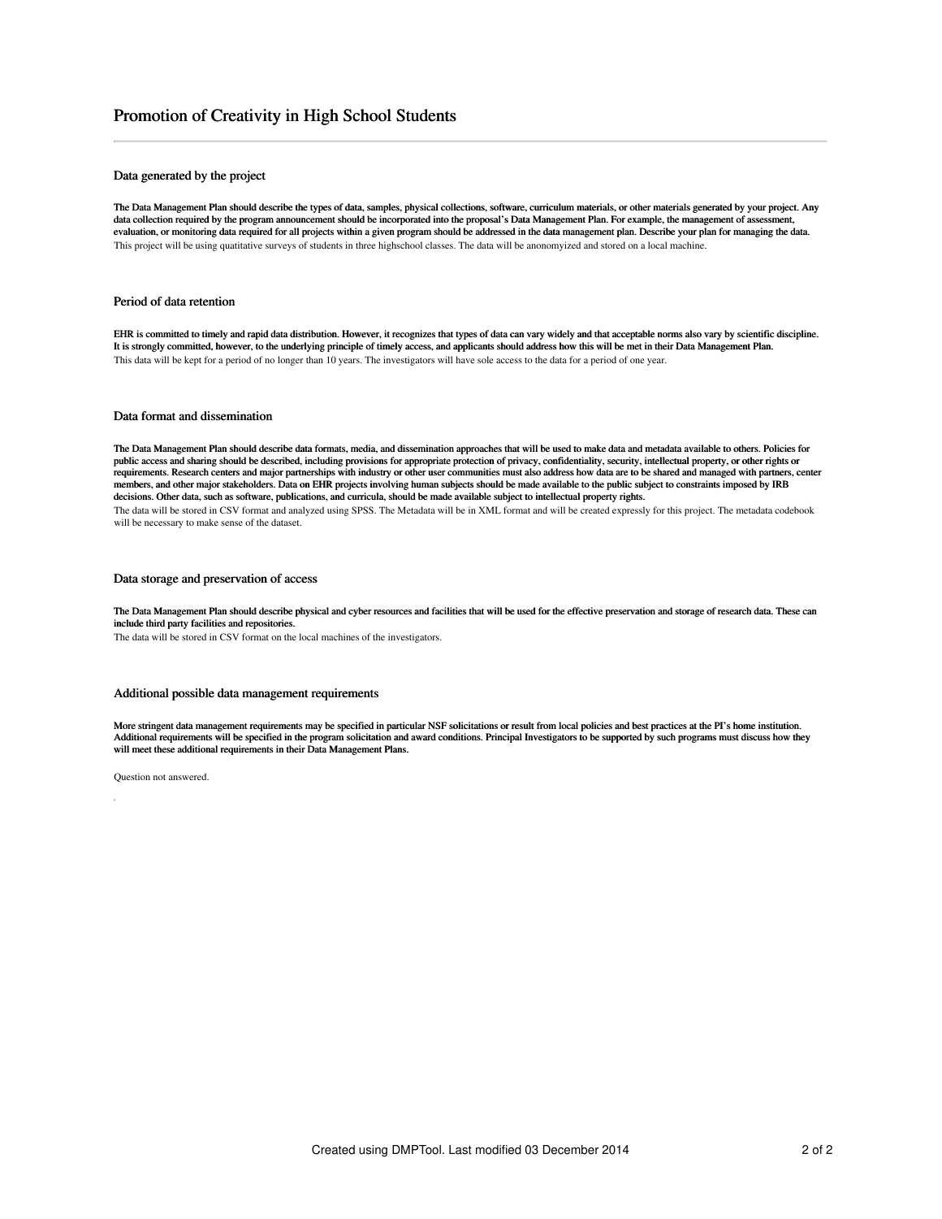# Promotion of Creativity in High School Students

## Data generated by the project

**The Data Management Plan should describe the types of data, samples, physical collections, software, curriculum materials, or other materials generated by your project. Any data collection required by the program announcement should be incorporated into the proposal's Data Management Plan. For example, the management of assessment, evaluation, or monitoring data required for all projects within a given program should be addressed in the data management plan. Describe your plan for managing the data.**

This project will be using quatitative surveys of students in three highschool classes. The data will be anonomyized and stored on a local machine.

## Period of data retention

**EHR is committed to timely and rapid data distribution. However, it recognizes that types of data can vary widely and that acceptable norms also vary by scientific discipline. It is strongly committed, however, to the underlying principle of timely access, and applicants should address how this will be met in their Data Management Plan.**

This data will be kept for a period of no longer than 10 years. The investigators will have sole access to the data for a period of one year.

## Data format and dissemination

**The Data Management Plan should describe data formats, media, and dissemination approaches that will be used to make data and metadata available to others. Policies for public access and sharing should be described, including provisions for appropriate protection of privacy, confidentiality, security, intellectual property, or other rights or requirements. Research centers and major partnerships with industry or other user communities must also address how data are to be shared and managed with partners, center members, and other major stakeholders. Data on EHR projects involving human subjects should be made available to the public subject to constraints imposed by IRB decisions. Other data, such as software, publications, and curricula, should be made available subject to intellectual property rights.**

The data will be stored in CSV format and analyzed using SPSS. The Metadata will be in XML format and will be created expressly for this project. The metadata codebook will be necessary to make sense of the dataset.

## Data storage and preservation of access

**The Data Management Plan should describe physical and cyber resources and facilities that will be used for the effective preservation and storage of research data. These can include third party facilities and repositories.**

The data will be stored in CSV format on the local machines of the investigators.

## Additional possible data management requirements

**More stringent data management requirements may be specified in particular NSF solicitations or result from local policies and best practices at the PI's home institution. Additional requirements will be specified in the program solicitation and award conditions. Principal Investigators to be supported by such programs must discuss how they will meet these additional requirements in their Data Management Plans.**

Question not answered.

Created using DMPTool. Last modified 03 December 2014